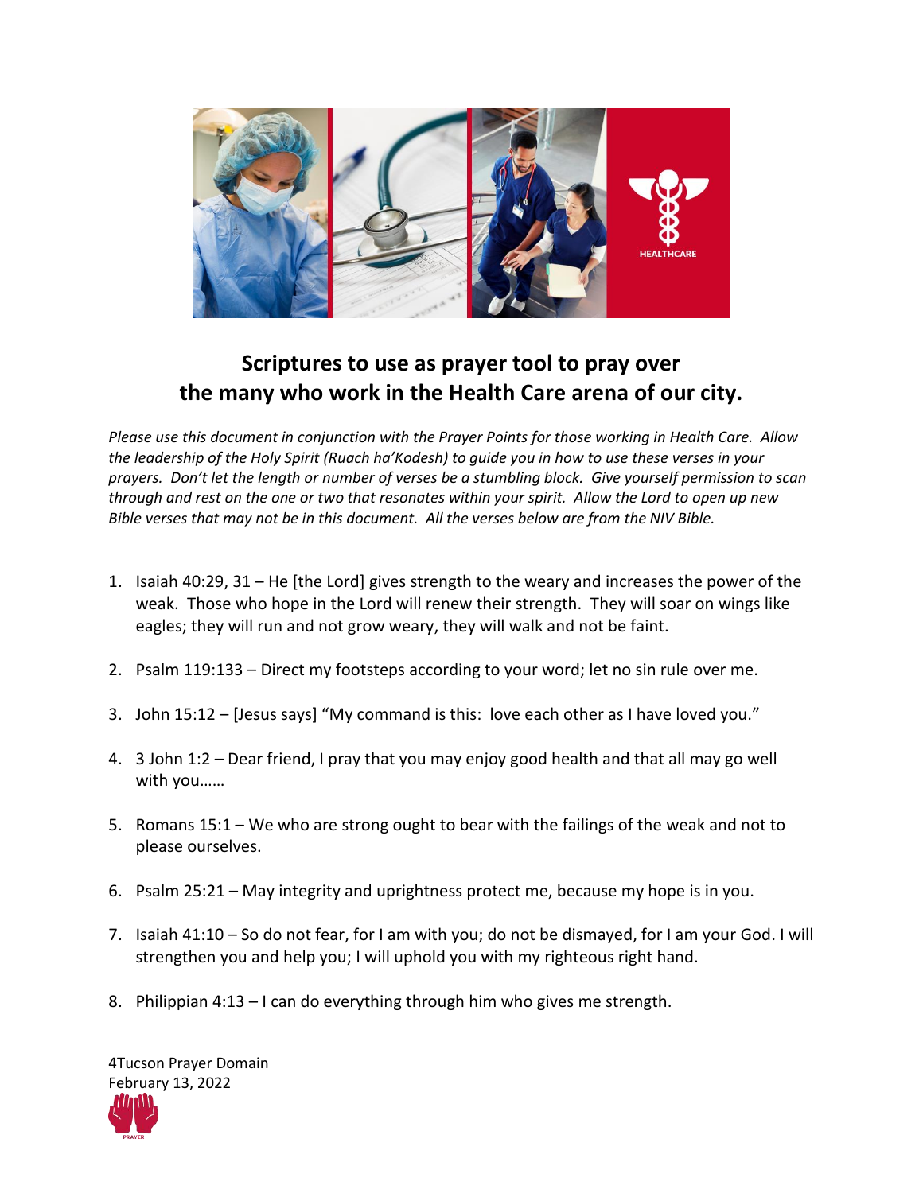## Scriptures to use as prayer tool to pray over the many who work in the Health Care arena of our city.

*Please use this document in conjunction with the Prayer Points for those working in Health Care. Allow the leadership of the Holy Spirit (Ruach ha'Kodesh) to guide you in how to use these verses in your prayers. Don't let the length or number of verses be a stumbling block. Give yourself permission to scan through and rest on the one or two that resonates within your spirit. Allow the Lord to open up new Bible verses that may not be in this document. All the verses below are from the NIV Bible.*

1. Isaiah 40:29, 31 – He [the Lord] gives strength to the weary and increases the power of the weak. Those who hope in the Lord will renew their strength. They will soar on wings like eagles; they will run and not grow weary, they will walk and not be faint.

2. Psalm 119:133 – Direct my footsteps according to your word; let no sin rule over me.

3. John 15:12 – [Jesus says] "My command is this: love each other as I have loved you."

4. 3 John 1:2 – Dear friend, I pray that you may enjoy good health and that all may go well with you……

5. Romans 15:1 – We who are strong ought to bear with the failings of the weak and not to please ourselves.

6. Psalm 25:21 – May integrity and uprightness protect me, because my hope is in you.

7. Isaiah 41:10 – So do not fear, for I am with you; do not be dismayed, for I am your God. I will strengthen you and help you; I will uphold you with my righteous right hand.

8. Philippian 4:13 – I can do everything through him who gives me strength.

4Tucson Prayer Domain
February 13, 2022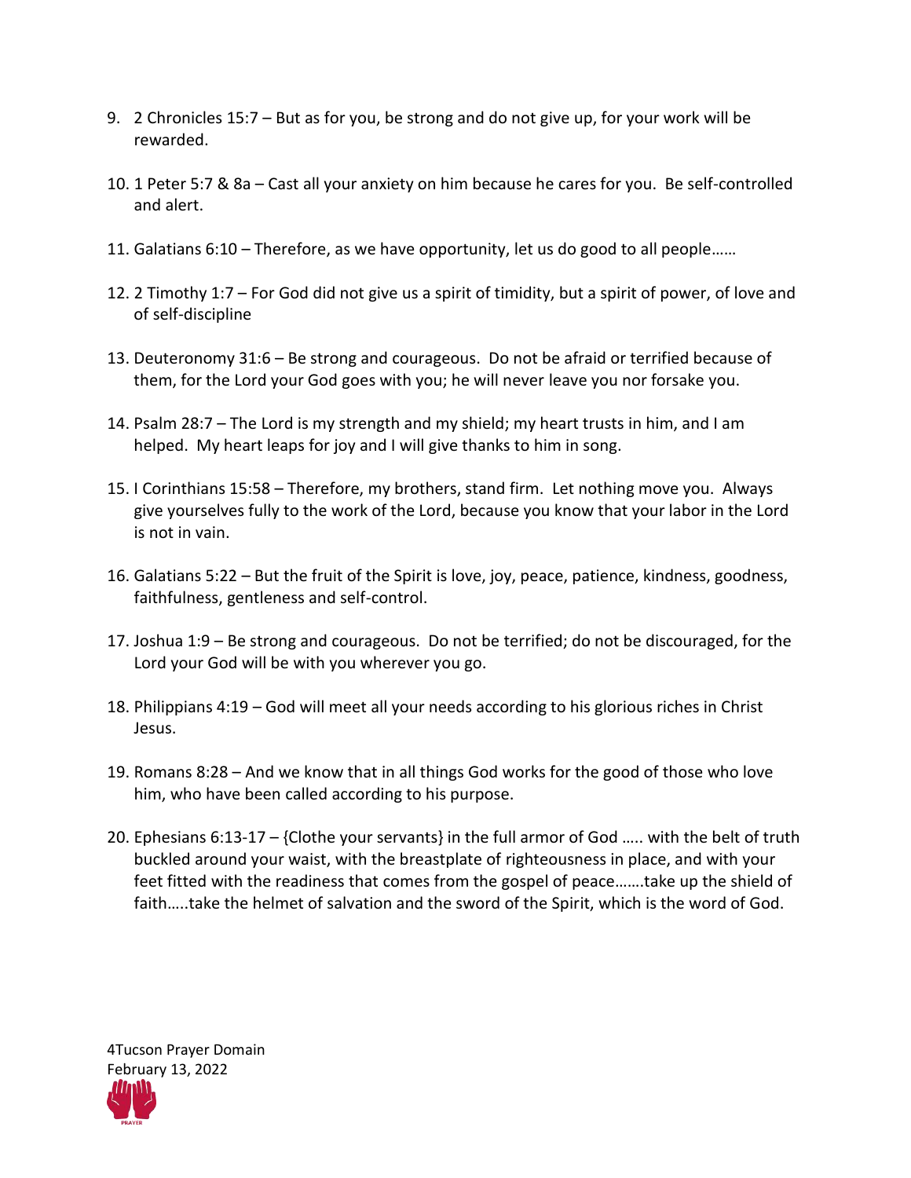9. 2 Chronicles 15:7 – But as for you, be strong and do not give up, for your work will be rewarded.

10. 1 Peter 5:7 & 8a – Cast all your anxiety on him because he cares for you. Be self-controlled and alert.

11. Galatians 6:10 – Therefore, as we have opportunity, let us do good to all people……

12. 2 Timothy 1:7 – For God did not give us a spirit of timidity, but a spirit of power, of love and of self-discipline

13. Deuteronomy 31:6 – Be strong and courageous. Do not be afraid or terrified because of them, for the Lord your God goes with you; he will never leave you nor forsake you.

14. Psalm 28:7 – The Lord is my strength and my shield; my heart trusts in him, and I am helped. My heart leaps for joy and I will give thanks to him in song.

15. I Corinthians 15:58 – Therefore, my brothers, stand firm. Let nothing move you. Always give yourselves fully to the work of the Lord, because you know that your labor in the Lord is not in vain.

16. Galatians 5:22 – But the fruit of the Spirit is love, joy, peace, patience, kindness, goodness, faithfulness, gentleness and self-control.

17. Joshua 1:9 – Be strong and courageous. Do not be terrified; do not be discouraged, for the Lord your God will be with you wherever you go.

18. Philippians 4:19 – God will meet all your needs according to his glorious riches in Christ Jesus.

19. Romans 8:28 – And we know that in all things God works for the good of those who love him, who have been called according to his purpose.

20. Ephesians 6:13-17 – {Clothe your servants} in the full armor of God ….. with the belt of truth buckled around your waist, with the breastplate of righteousness in place, and with your feet fitted with the readiness that comes from the gospel of peace…….take up the shield of faith…..take the helmet of salvation and the sword of the Spirit, which is the word of God.

4Tucson Prayer Domain
February 13, 2022